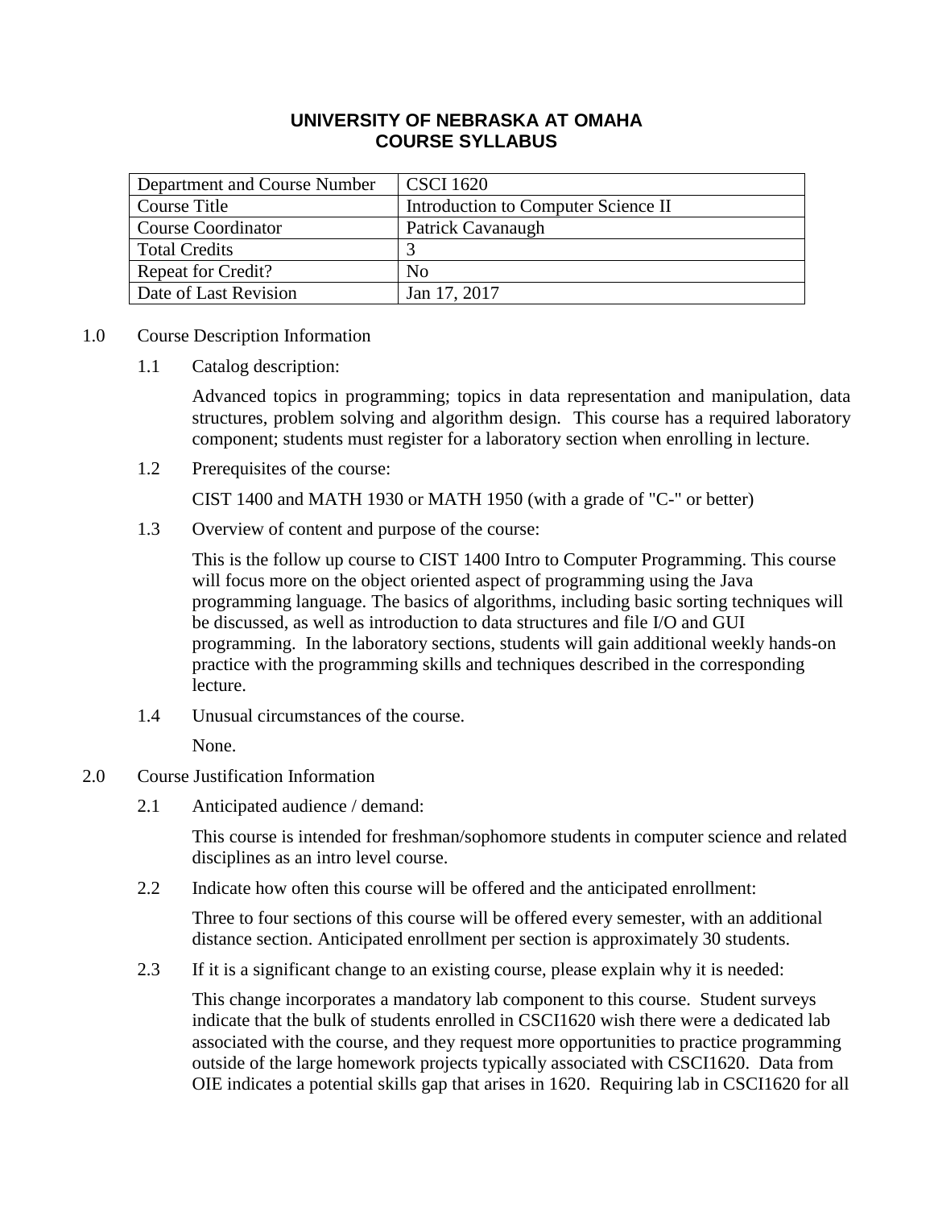# UNIVERSITY OF NEBRASKA AT OMAHA
# COURSE SYLLABUS

| Department and Course Number | CSCI 1620 |
|---|---|
| Course Title | Introduction to Computer Science II |
| Course Coordinator | Patrick Cavanaugh |
| Total Credits | 3 |
| Repeat for Credit? | No |
| Date of Last Revision | Jan 17, 2017 |

## 1.0 Course Description Information

### 1.1 Catalog description:

Advanced topics in programming; topics in data representation and manipulation, data structures, problem solving and algorithm design. This course has a required laboratory component; students must register for a laboratory section when enrolling in lecture.

### 1.2 Prerequisites of the course:

CIST 1400 and MATH 1930 or MATH 1950 (with a grade of "C-" or better)

### 1.3 Overview of content and purpose of the course:

This is the follow up course to CIST 1400 Intro to Computer Programming. This course will focus more on the object oriented aspect of programming using the Java programming language. The basics of algorithms, including basic sorting techniques will be discussed, as well as introduction to data structures and file I/O and GUI programming. In the laboratory sections, students will gain additional weekly hands-on practice with the programming skills and techniques described in the corresponding lecture.

### 1.4 Unusual circumstances of the course.

None.

## 2.0 Course Justification Information

### 2.1 Anticipated audience / demand:

This course is intended for freshman/sophomore students in computer science and related disciplines as an intro level course.

### 2.2 Indicate how often this course will be offered and the anticipated enrollment:

Three to four sections of this course will be offered every semester, with an additional distance section. Anticipated enrollment per section is approximately 30 students.

### 2.3 If it is a significant change to an existing course, please explain why it is needed:

This change incorporates a mandatory lab component to this course. Student surveys indicate that the bulk of students enrolled in CSCI1620 wish there were a dedicated lab associated with the course, and they request more opportunities to practice programming outside of the large homework projects typically associated with CSCI1620. Data from OIE indicates a potential skills gap that arises in 1620. Requiring lab in CSCI1620 for all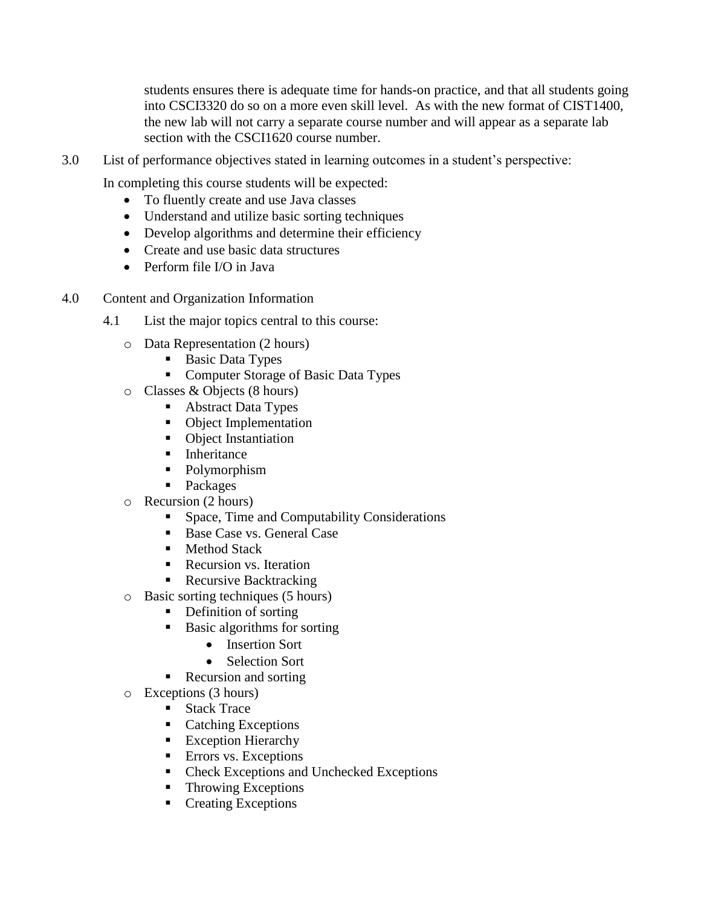students ensures there is adequate time for hands-on practice, and that all students going into CSCI3320 do so on a more even skill level. As with the new format of CIST1400, the new lab will not carry a separate course number and will appear as a separate lab section with the CSCI1620 course number.

3.0 List of performance objectives stated in learning outcomes in a student's perspective:

In completing this course students will be expected:

- To fluently create and use Java classes
- Understand and utilize basic sorting techniques
- Develop algorithms and determine their efficiency
- Create and use basic data structures
- Perform file I/O in Java

4.0 Content and Organization Information

4.1 List the major topics central to this course:

- Data Representation (2 hours)
  - Basic Data Types
  - Computer Storage of Basic Data Types
- Classes & Objects (8 hours)
  - Abstract Data Types
  - Object Implementation
  - Object Instantiation
  - Inheritance
  - Polymorphism
  - Packages
- Recursion (2 hours)
  - Space, Time and Computability Considerations
  - Base Case vs. General Case
  - Method Stack
  - Recursion vs. Iteration
  - Recursive Backtracking
- Basic sorting techniques (5 hours)
  - Definition of sorting
  - Basic algorithms for sorting
    - Insertion Sort
    - Selection Sort
  - Recursion and sorting
- Exceptions (3 hours)
  - Stack Trace
  - Catching Exceptions
  - Exception Hierarchy
  - Errors vs. Exceptions
  - Check Exceptions and Unchecked Exceptions
  - Throwing Exceptions
  - Creating Exceptions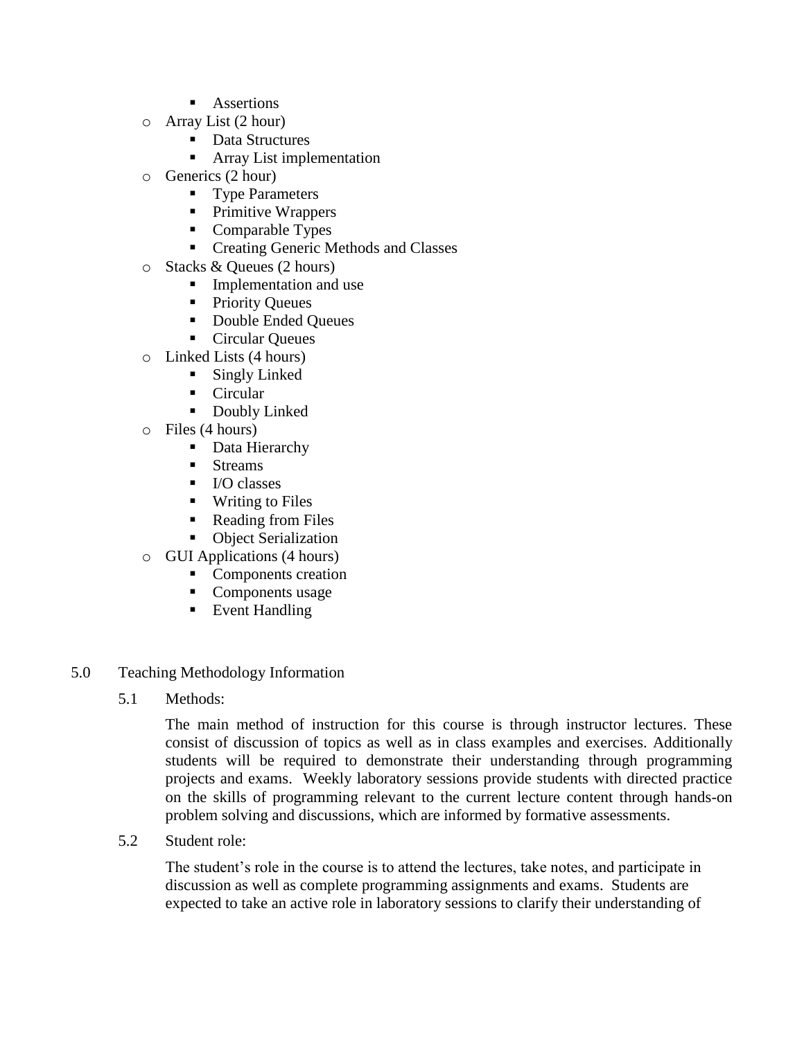- Assertions
    - Array List (2 hour)
        - Data Structures
        - Array List implementation
    - Generics (2 hour)
        - Type Parameters
        - Primitive Wrappers
        - Comparable Types
        - Creating Generic Methods and Classes
    - Stacks & Queues (2 hours)
        - Implementation and use
        - Priority Queues
        - Double Ended Queues
        - Circular Queues
    - Linked Lists (4 hours)
        - Singly Linked
        - Circular
        - Doubly Linked
    - Files (4 hours)
        - Data Hierarchy
        - Streams
        - I/O classes
        - Writing to Files
        - Reading from Files
        - Object Serialization
    - GUI Applications (4 hours)
        - Components creation
        - Components usage
        - Event Handling

## 5.0 Teaching Methodology Information

### 5.1 Methods:

The main method of instruction for this course is through instructor lectures. These consist of discussion of topics as well as in class examples and exercises. Additionally students will be required to demonstrate their understanding through programming projects and exams. Weekly laboratory sessions provide students with directed practice on the skills of programming relevant to the current lecture content through hands-on problem solving and discussions, which are informed by formative assessments.

### 5.2 Student role:

The student's role in the course is to attend the lectures, take notes, and participate in discussion as well as complete programming assignments and exams. Students are expected to take an active role in laboratory sessions to clarify their understanding of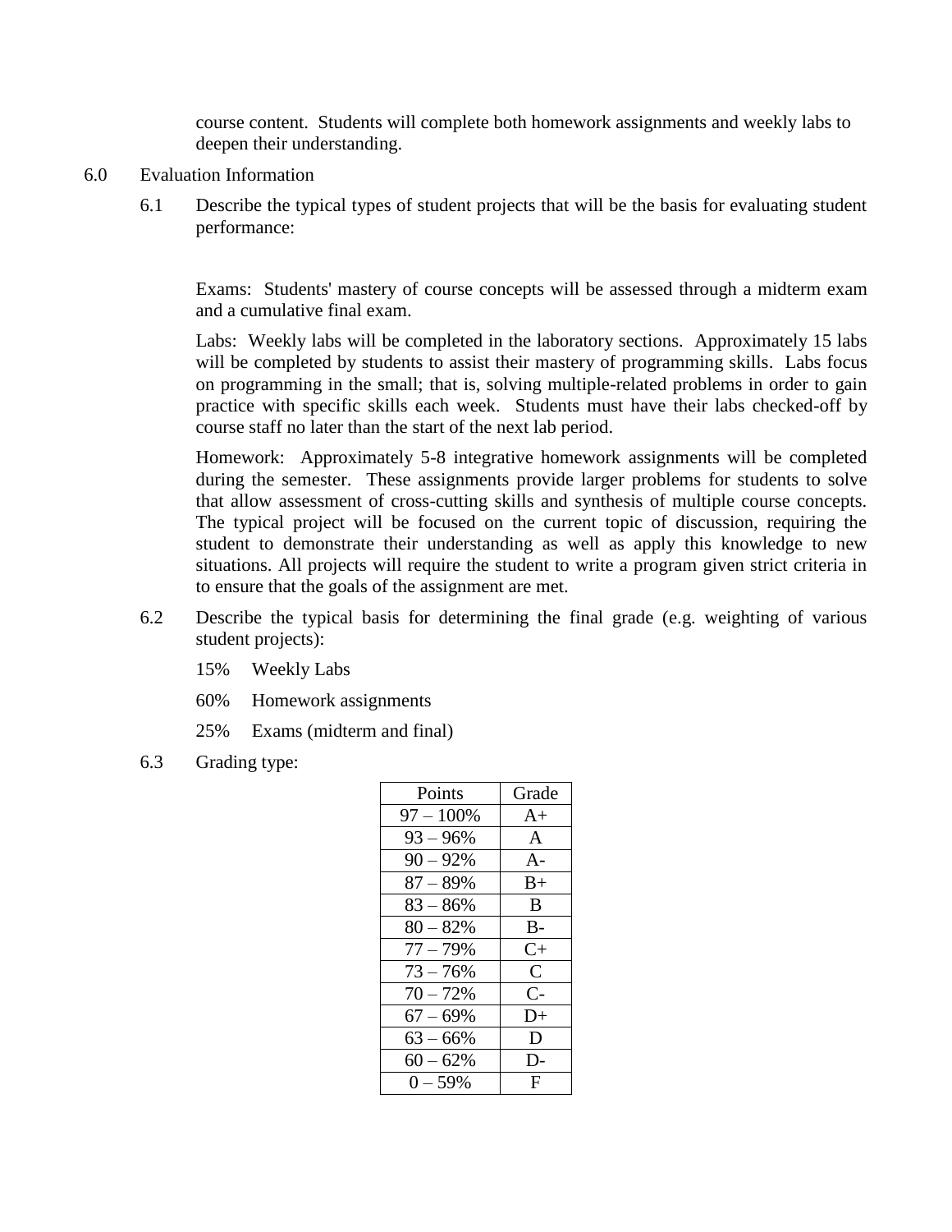course content. Students will complete both homework assignments and weekly labs to deepen their understanding.

## 6.0 Evaluation Information

### 6.1 Describe the typical types of student projects that will be the basis for evaluating student performance:

Exams: Students' mastery of course concepts will be assessed through a midterm exam and a cumulative final exam.

Labs: Weekly labs will be completed in the laboratory sections. Approximately 15 labs will be completed by students to assist their mastery of programming skills. Labs focus on programming in the small; that is, solving multiple-related problems in order to gain practice with specific skills each week. Students must have their labs checked-off by course staff no later than the start of the next lab period.

Homework: Approximately 5-8 integrative homework assignments will be completed during the semester. These assignments provide larger problems for students to solve that allow assessment of cross-cutting skills and synthesis of multiple course concepts. The typical project will be focused on the current topic of discussion, requiring the student to demonstrate their understanding as well as apply this knowledge to new situations. All projects will require the student to write a program given strict criteria in to ensure that the goals of the assignment are met.

### 6.2 Describe the typical basis for determining the final grade (e.g. weighting of various student projects):

15% Weekly Labs

60% Homework assignments

25% Exams (midterm and final)

### 6.3 Grading type:

| Points | Grade |
|---|---|
| 97 – 100% | A+ |
| 93 – 96% | A |
| 90 – 92% | A- |
| 87 – 89% | B+ |
| 83 – 86% | B |
| 80 – 82% | B- |
| 77 – 79% | C+ |
| 73 – 76% | C |
| 70 – 72% | C- |
| 67 – 69% | D+ |
| 63 – 66% | D |
| 60 – 62% | D- |
| 0 – 59% | F |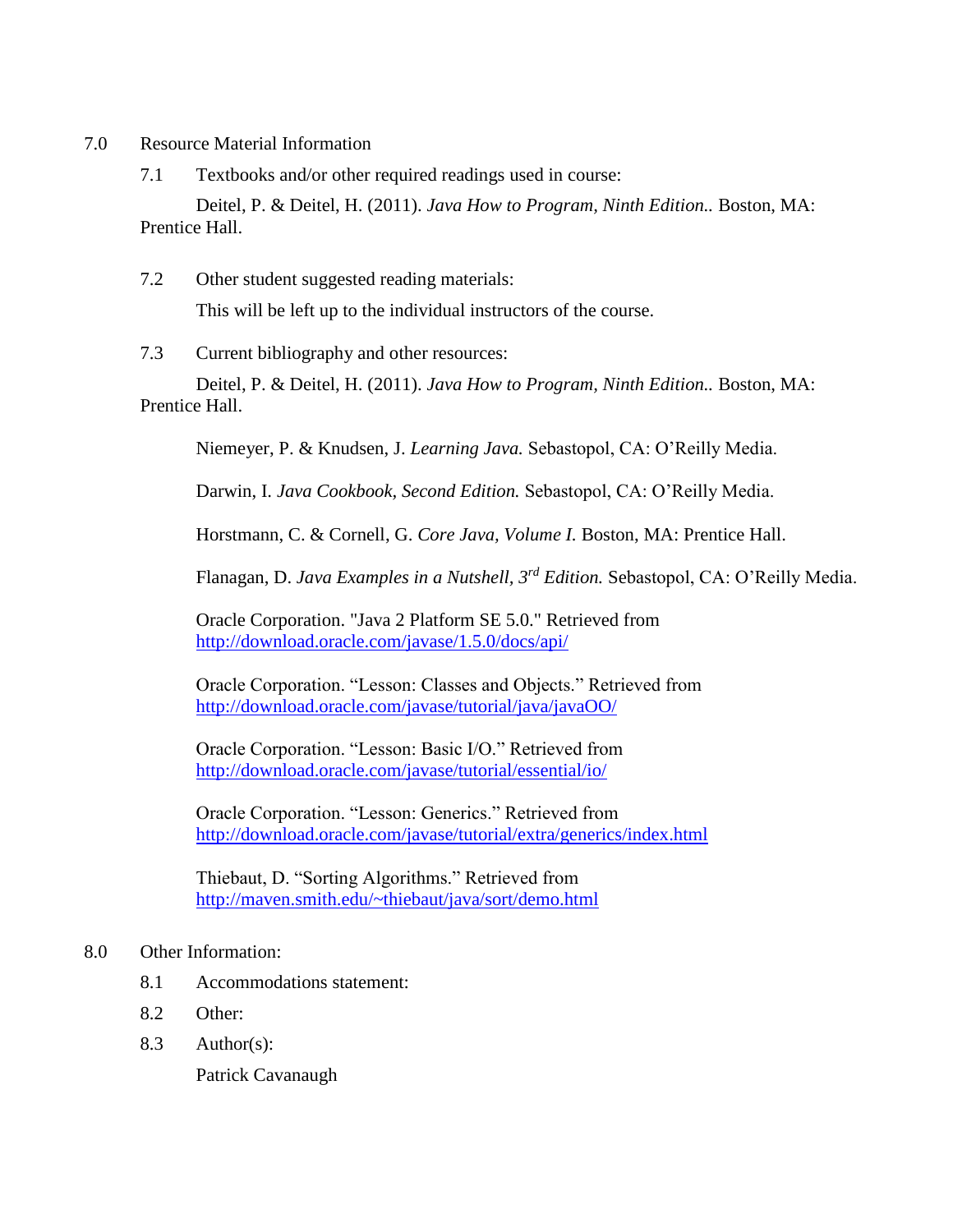7.0 Resource Material Information

7.1 Textbooks and/or other required readings used in course:

Deitel, P. & Deitel, H. (2011). *Java How to Program, Ninth Edition..* Boston, MA: Prentice Hall.

7.2 Other student suggested reading materials:

This will be left up to the individual instructors of the course.

7.3 Current bibliography and other resources:

Deitel, P. & Deitel, H. (2011). *Java How to Program, Ninth Edition..* Boston, MA: Prentice Hall.

Niemeyer, P. & Knudsen, J. *Learning Java.* Sebastopol, CA: O'Reilly Media.

Darwin, I. *Java Cookbook, Second Edition.* Sebastopol, CA: O'Reilly Media.

Horstmann, C. & Cornell, G. *Core Java, Volume I.* Boston, MA: Prentice Hall.

Flanagan, D. *Java Examples in a Nutshell, 3rd Edition.* Sebastopol, CA: O'Reilly Media.

Oracle Corporation. "Java 2 Platform SE 5.0." Retrieved from http://download.oracle.com/javase/1.5.0/docs/api/

Oracle Corporation. "Lesson: Classes and Objects." Retrieved from http://download.oracle.com/javase/tutorial/java/javaOO/

Oracle Corporation. "Lesson: Basic I/O." Retrieved from http://download.oracle.com/javase/tutorial/essential/io/

Oracle Corporation. "Lesson: Generics." Retrieved from http://download.oracle.com/javase/tutorial/extra/generics/index.html

Thiebaut, D. "Sorting Algorithms." Retrieved from http://maven.smith.edu/~thiebaut/java/sort/demo.html

8.0 Other Information:

8.1 Accommodations statement:

8.2 Other:

8.3 Author(s):

Patrick Cavanaugh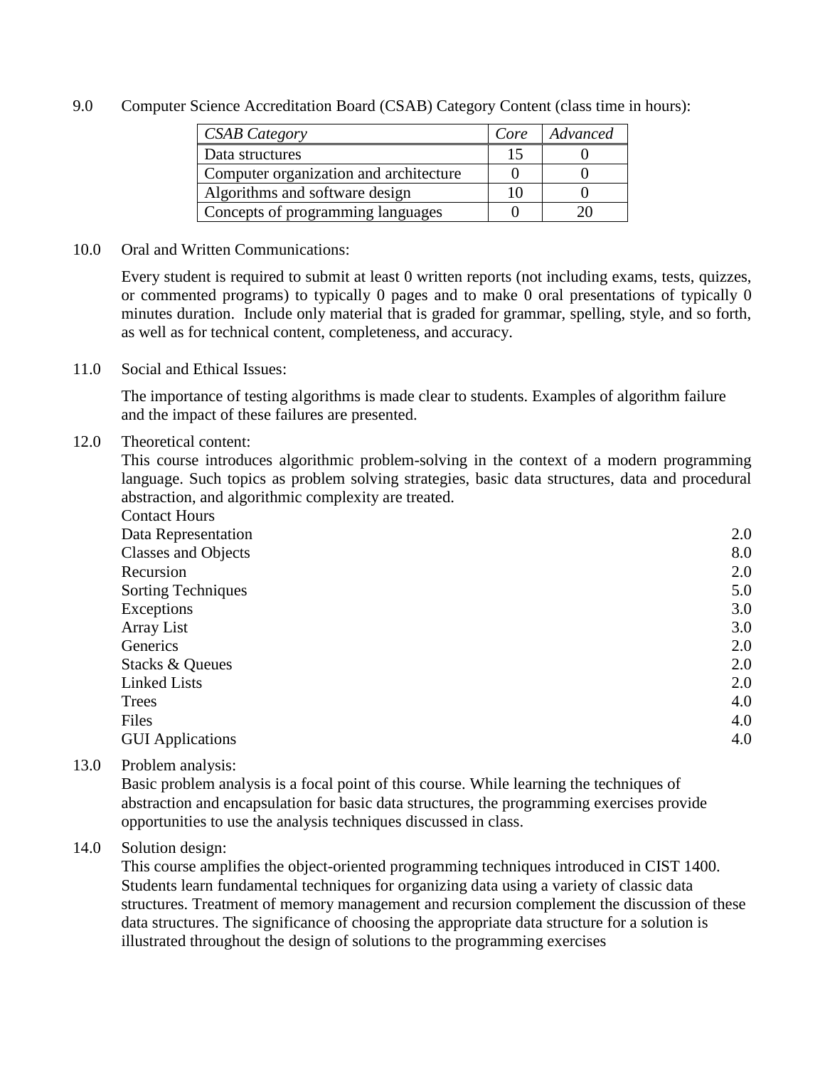9.0 Computer Science Accreditation Board (CSAB) Category Content (class time in hours):

| *CSAB Category* | *Core* | *Advanced* |
|---|---|---|
| Data structures | 15 | 0 |
| Computer organization and architecture | 0 | 0 |
| Algorithms and software design | 10 | 0 |
| Concepts of programming languages | 0 | 20 |

10.0 Oral and Written Communications:

Every student is required to submit at least 0 written reports (not including exams, tests, quizzes, or commented programs) to typically 0 pages and to make 0 oral presentations of typically 0 minutes duration. Include only material that is graded for grammar, spelling, style, and so forth, as well as for technical content, completeness, and accuracy.

11.0 Social and Ethical Issues:

The importance of testing algorithms is made clear to students. Examples of algorithm failure and the impact of these failures are presented.

12.0 Theoretical content:

This course introduces algorithmic problem-solving in the context of a modern programming language. Such topics as problem solving strategies, basic data structures, data and procedural abstraction, and algorithmic complexity are treated.

| Contact Hours | |
|---|---|
| Data Representation | 2.0 |
| Classes and Objects | 8.0 |
| Recursion | 2.0 |
| Sorting Techniques | 5.0 |
| Exceptions | 3.0 |
| Array List | 3.0 |
| Generics | 2.0 |
| Stacks & Queues | 2.0 |
| Linked Lists | 2.0 |
| Trees | 4.0 |
| Files | 4.0 |
| GUI Applications | 4.0 |

13.0 Problem analysis:

Basic problem analysis is a focal point of this course. While learning the techniques of abstraction and encapsulation for basic data structures, the programming exercises provide opportunities to use the analysis techniques discussed in class.

14.0 Solution design:

This course amplifies the object-oriented programming techniques introduced in CIST 1400. Students learn fundamental techniques for organizing data using a variety of classic data structures. Treatment of memory management and recursion complement the discussion of these data structures. The significance of choosing the appropriate data structure for a solution is illustrated throughout the design of solutions to the programming exercises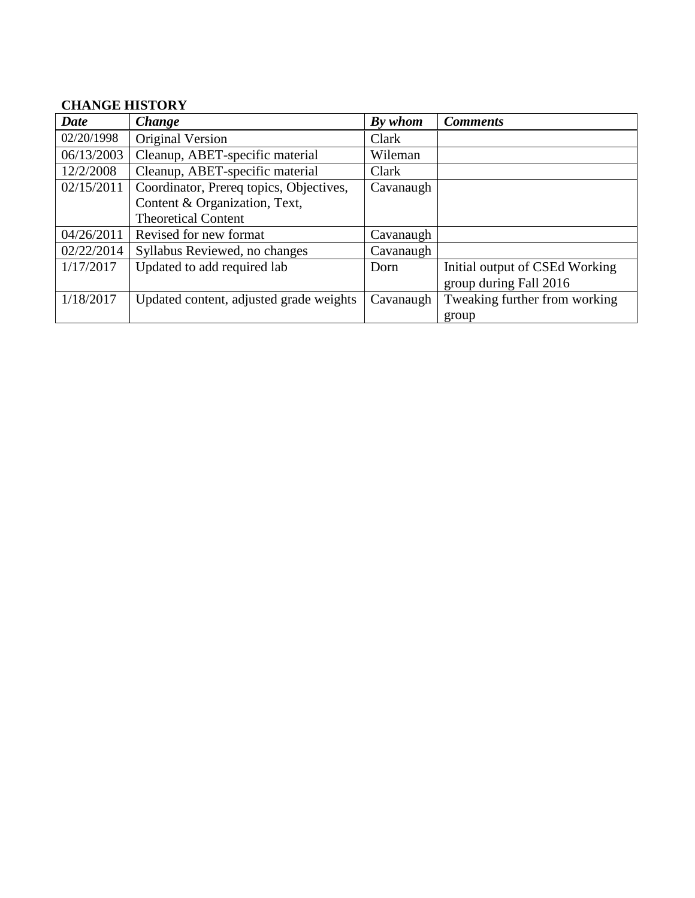**CHANGE HISTORY**

| *Date* | *Change* | *By whom* | *Comments* |
|---|---|---|---|
| 02/20/1998 | Original Version | Clark | |
| 06/13/2003 | Cleanup, ABET-specific material | Wileman | |
| 12/2/2008 | Cleanup, ABET-specific material | Clark | |
| 02/15/2011 | Coordinator, Prereq topics, Objectives, Content & Organization, Text, Theoretical Content | Cavanaugh | |
| 04/26/2011 | Revised for new format | Cavanaugh | |
| 02/22/2014 | Syllabus Reviewed, no changes | Cavanaugh | |
| 1/17/2017 | Updated to add required lab | Dorn | Initial output of CSEd Working group during Fall 2016 |
| 1/18/2017 | Updated content, adjusted grade weights | Cavanaugh | Tweaking further from working group |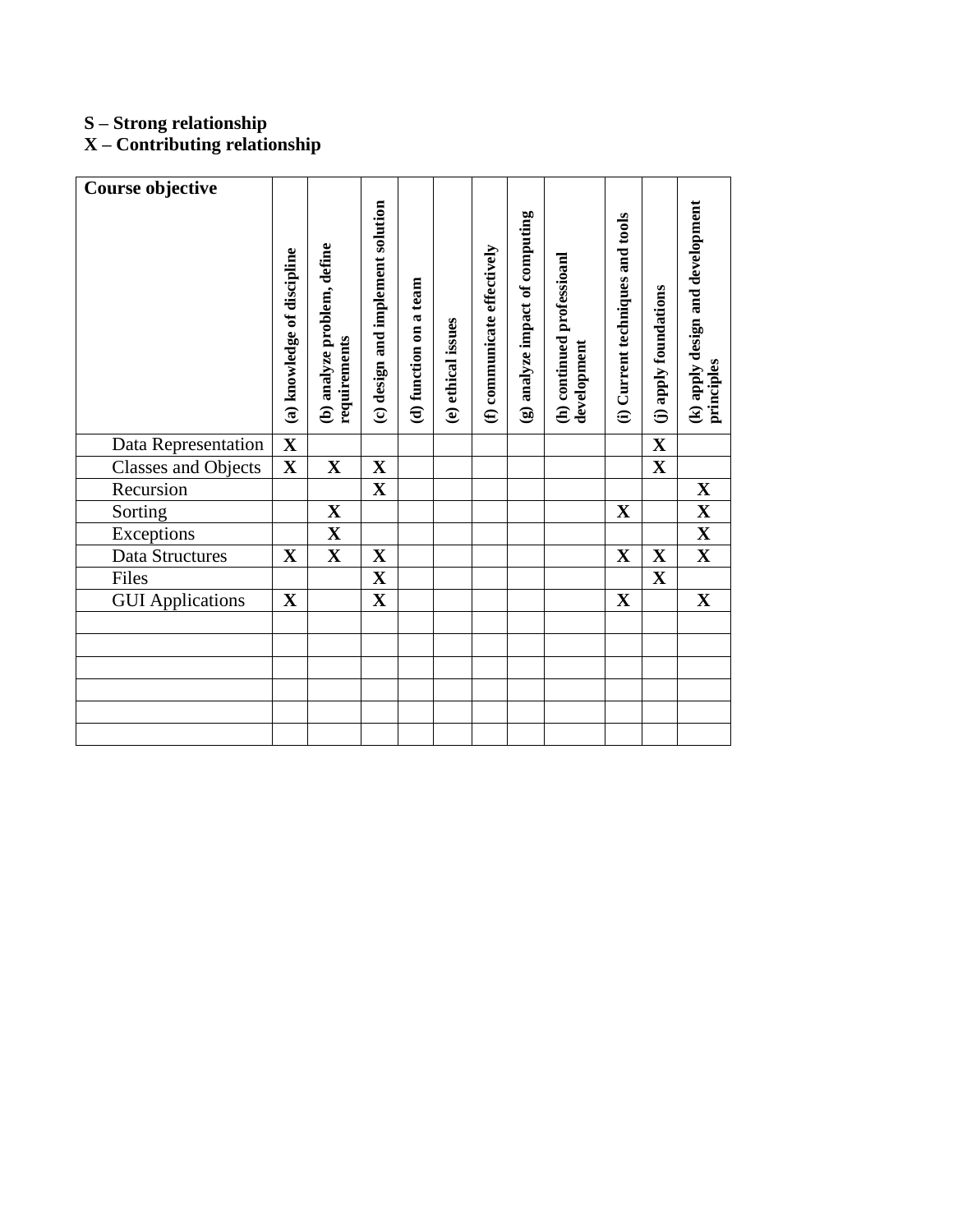**S – Strong relationship**
**X – Contributing relationship**

| **Course objective** | **(a) knowledge of discipline** | **(b) analyze problem, define requirements** | **(c) design and implement solution** | **(d) function on a team** | **(e) ethical issues** | **(f) communicate effectively** | **(g) analyze impact of computing** | **(h) continued professioanl development** | **(i) Current techniques and tools** | **(j) apply foundations** | **(k) apply design and development principles** |
|---|---|---|---|---|---|---|---|---|---|---|---|
| Data Representation | X | | | | | | | | | X | |
| Classes and Objects | X | X | X | | | | | | | X | |
| Recursion | | | X | | | | | | | | X |
| Sorting | | X | | | | | | | X | | X |
| Exceptions | | X | | | | | | | | | X |
| Data Structures | X | X | X | | | | | | X | X | X |
| Files | | | X | | | | | | | X | |
| GUI Applications | X | | X | | | | | | X | | X |
| | | | | | | | | | | | |
| | | | | | | | | | | | |
| | | | | | | | | | | | |
| | | | | | | | | | | | |
| | | | | | | | | | | | |
| | | | | | | | | | | | |